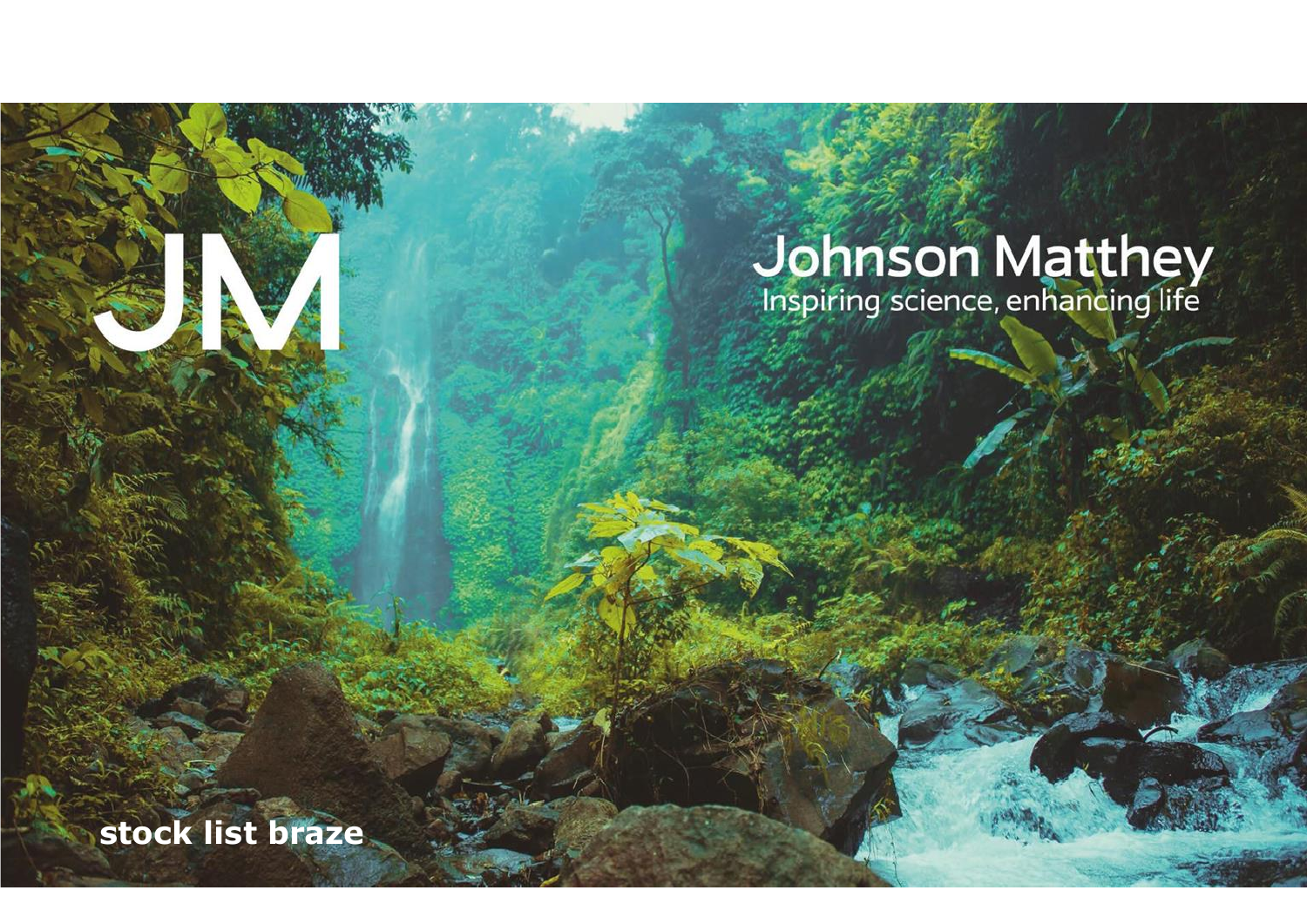JM

# Johnson Matthey

Inspiring science, enhancing life

**stock list braze**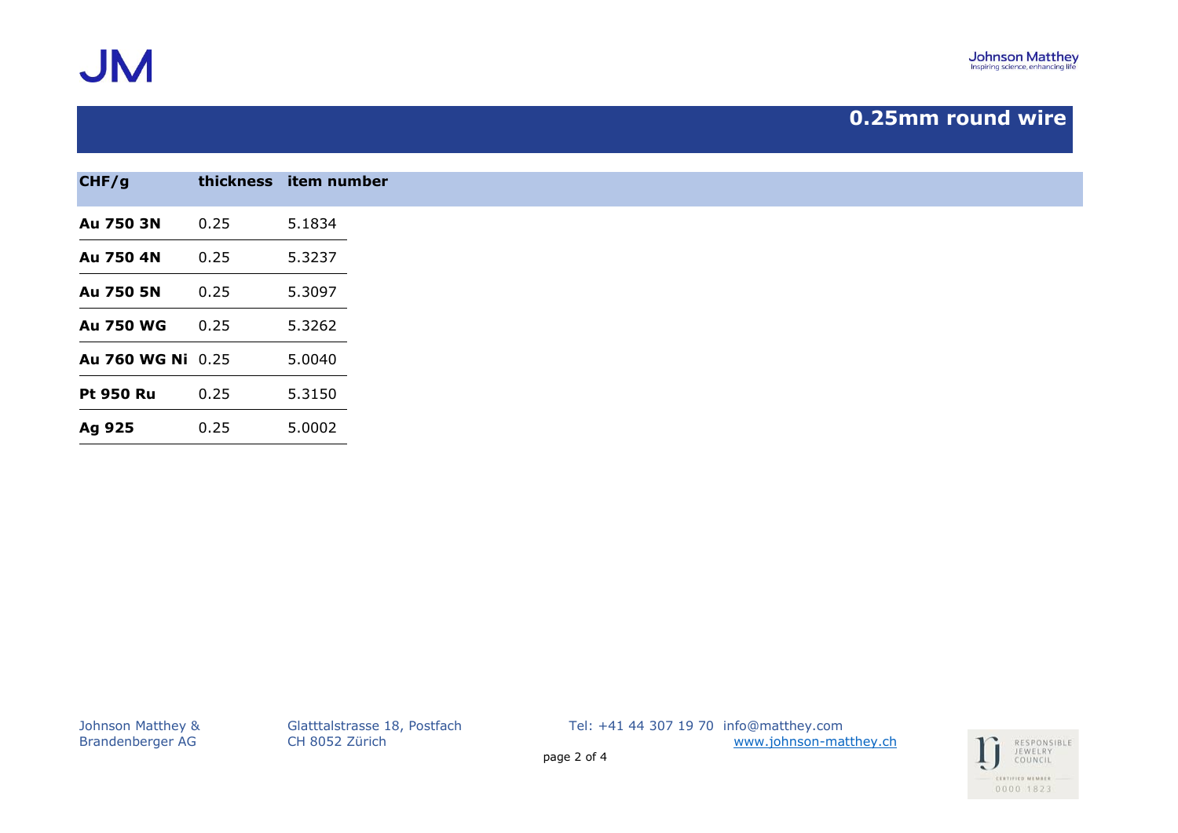## 0.25mm round wire

| CHF/g | thickness | item number |
|---|---|---|
| **Au 750 3N** | 0.25 | 5.1834 |
| **Au 750 4N** | 0.25 | 5.3237 |
| **Au 750 5N** | 0.25 | 5.3097 |
| **Au 750 WG** | 0.25 | 5.3262 |
| **Au 760 WG Ni** | 0.25 | 5.0040 |
| **Pt 950 Ru** | 0.25 | 5.3150 |
| **Ag 925** | 0.25 | 5.0002 |

Johnson Matthey & Brandenberger AG
Glatttalstrasse 18, Postfach
CH 8052 Zürich
Tel: +41 44 307 19 70 info@matthey.com
www.johnson-matthey.ch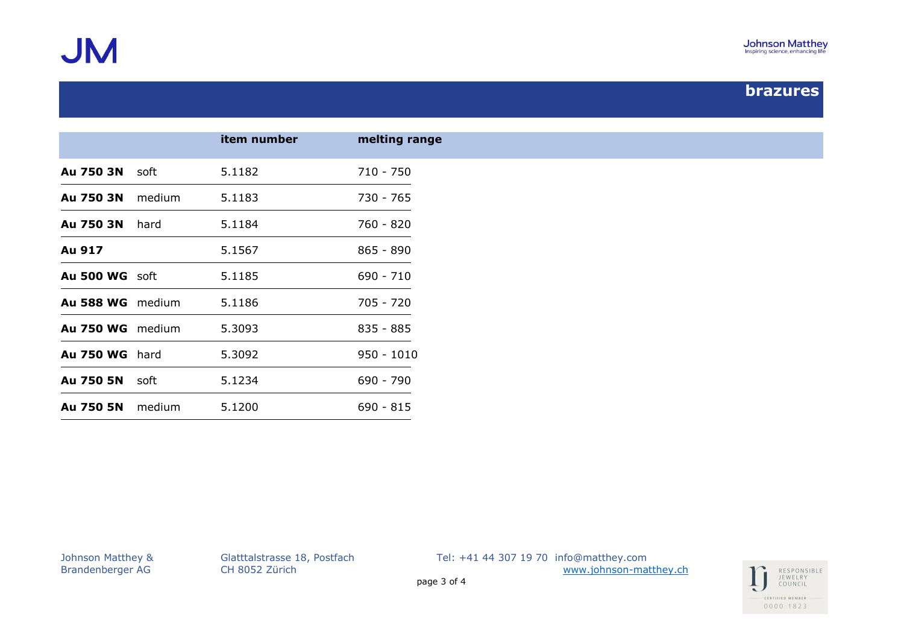## brazures

| | | item number | melting range |
|---|---|---|---|
| **Au 750 3N** | soft | 5.1182 | 710 - 750 |
| **Au 750 3N** | medium | 5.1183 | 730 - 765 |
| **Au 750 3N** | hard | 5.1184 | 760 - 820 |
| **Au 917** | | 5.1567 | 865 - 890 |
| **Au 500 WG** | soft | 5.1185 | 690 - 710 |
| **Au 588 WG** | medium | 5.1186 | 705 - 720 |
| **Au 750 WG** | medium | 5.3093 | 835 - 885 |
| **Au 750 WG** | hard | 5.3092 | 950 - 1010 |
| **Au 750 5N** | soft | 5.1234 | 690 - 790 |
| **Au 750 5N** | medium | 5.1200 | 690 - 815 |

Johnson Matthey & Brandenberger AG
Glatttalstrasse 18, Postfach
CH 8052 Zürich
Tel: +41 44 307 19 70 info@matthey.com
www.johnson-matthey.ch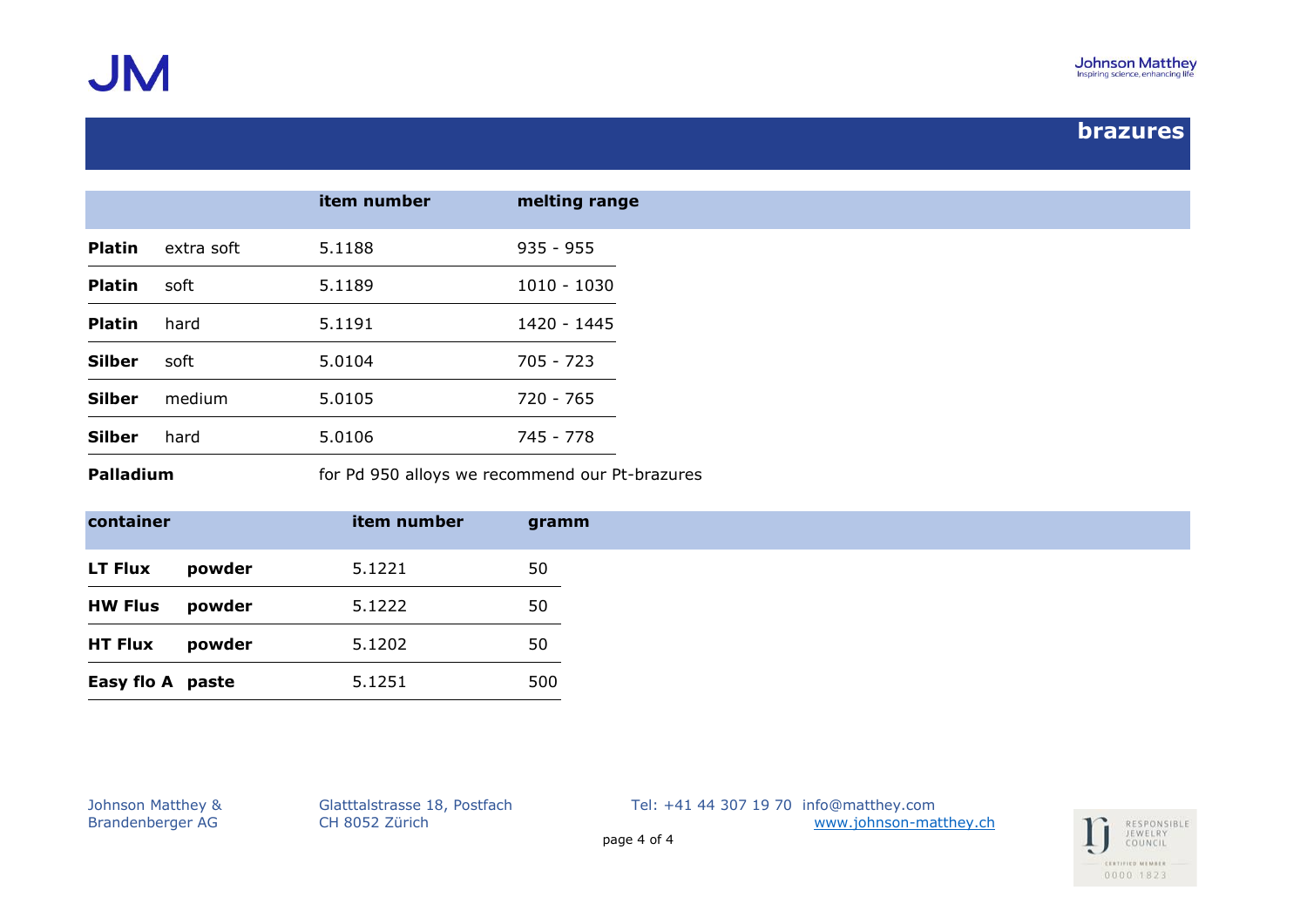## brazures

| | | item number | melting range |
|---|---|---|---|
| **Platin** | extra soft | 5.1188 | 935 - 955 |
| **Platin** | soft | 5.1189 | 1010 - 1030 |
| **Platin** | hard | 5.1191 | 1420 - 1445 |
| **Silber** | soft | 5.0104 | 705 - 723 |
| **Silber** | medium | 5.0105 | 720 - 765 |
| **Silber** | hard | 5.0106 | 745 - 778 |
| **Palladium** | | for Pd 950 alloys we recommend our Pt-brazures | |

| container | | item number | gramm |
|---|---|---|---|
| **LT Flux** | **powder** | 5.1221 | 50 |
| **HW Flus** | **powder** | 5.1222 | 50 |
| **HT Flux** | **powder** | 5.1202 | 50 |
| **Easy flo A** | **paste** | 5.1251 | 500 |

Johnson Matthey & Brandenberger AG
Glatttalstrasse 18, Postfach
CH 8052 Zürich
Tel: +41 44 307 19 70 info@matthey.com
www.johnson-matthey.ch